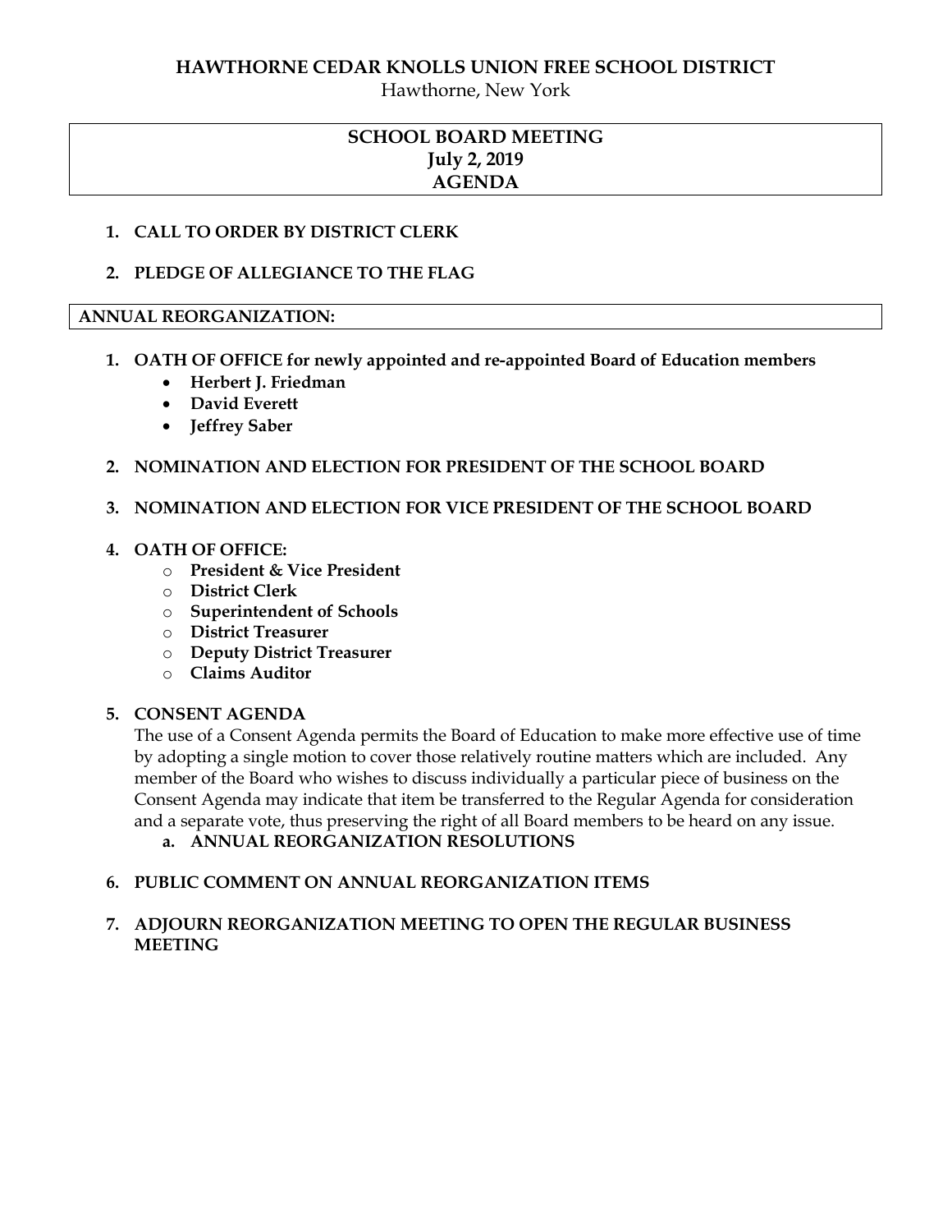# HAWTHORNE CEDAR KNOLLS UNION FREE SCHOOL DISTRICT

Hawthorne, New York

## SCHOOL BOARD MEETING
## July 2, 2019
## AGENDA

1. **CALL TO ORDER BY DISTRICT CLERK**

2. **PLEDGE OF ALLEGIANCE TO THE FLAG**

### ANNUAL REORGANIZATION:

1. **OATH OF OFFICE for newly appointed and re-appointed Board of Education members**
   - **Herbert J. Friedman**
   - **David Everett**
   - **Jeffrey Saber**

2. **NOMINATION AND ELECTION FOR PRESIDENT OF THE SCHOOL BOARD**

3. **NOMINATION AND ELECTION FOR VICE PRESIDENT OF THE SCHOOL BOARD**

4. **OATH OF OFFICE:**
   - **President & Vice President**
   - **District Clerk**
   - **Superintendent of Schools**
   - **District Treasurer**
   - **Deputy District Treasurer**
   - **Claims Auditor**

5. **CONSENT AGENDA**

   The use of a Consent Agenda permits the Board of Education to make more effective use of time by adopting a single motion to cover those relatively routine matters which are included. Any member of the Board who wishes to discuss individually a particular piece of business on the Consent Agenda may indicate that item be transferred to the Regular Agenda for consideration and a separate vote, thus preserving the right of all Board members to be heard on any issue.

   a. **ANNUAL REORGANIZATION RESOLUTIONS**

6. **PUBLIC COMMENT ON ANNUAL REORGANIZATION ITEMS**

7. **ADJOURN REORGANIZATION MEETING TO OPEN THE REGULAR BUSINESS MEETING**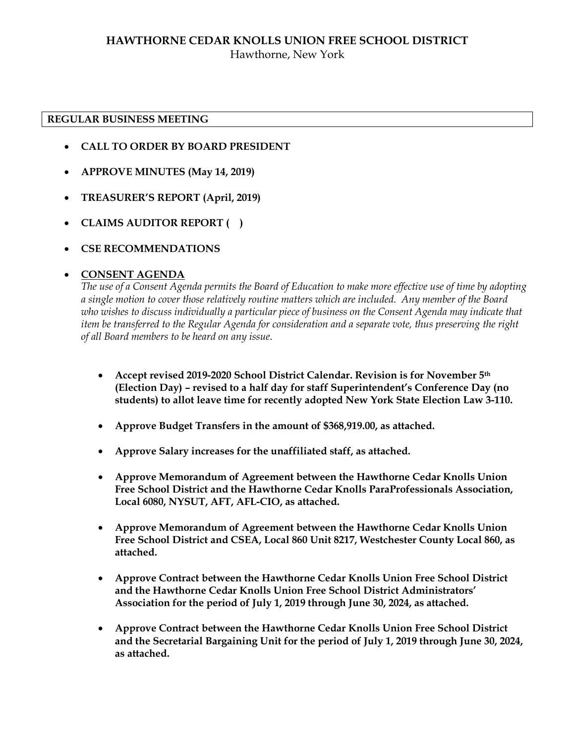**HAWTHORNE CEDAR KNOLLS UNION FREE SCHOOL DISTRICT**
Hawthorne, New York

**REGULAR BUSINESS MEETING**

- **CALL TO ORDER BY BOARD PRESIDENT**
- **APPROVE MINUTES (May 14, 2019)**
- **TREASURER'S REPORT (April, 2019)**
- **CLAIMS AUDITOR REPORT (   )**
- **CSE RECOMMENDATIONS**
- **CONSENT AGENDA**

  *The use of a Consent Agenda permits the Board of Education to make more effective use of time by adopting a single motion to cover those relatively routine matters which are included. Any member of the Board who wishes to discuss individually a particular piece of business on the Consent Agenda may indicate that item be transferred to the Regular Agenda for consideration and a separate vote, thus preserving the right of all Board members to be heard on any issue.*

  - **Accept revised 2019-2020 School District Calendar. Revision is for November 5th (Election Day) – revised to a half day for staff Superintendent's Conference Day (no students) to allot leave time for recently adopted New York State Election Law 3-110.**
  - **Approve Budget Transfers in the amount of $368,919.00, as attached.**
  - **Approve Salary increases for the unaffiliated staff, as attached.**
  - **Approve Memorandum of Agreement between the Hawthorne Cedar Knolls Union Free School District and the Hawthorne Cedar Knolls ParaProfessionals Association, Local 6080, NYSUT, AFT, AFL-CIO, as attached.**
  - **Approve Memorandum of Agreement between the Hawthorne Cedar Knolls Union Free School District and CSEA, Local 860 Unit 8217, Westchester County Local 860, as attached.**
  - **Approve Contract between the Hawthorne Cedar Knolls Union Free School District and the Hawthorne Cedar Knolls Union Free School District Administrators' Association for the period of July 1, 2019 through June 30, 2024, as attached.**
  - **Approve Contract between the Hawthorne Cedar Knolls Union Free School District and the Secretarial Bargaining Unit for the period of July 1, 2019 through June 30, 2024, as attached.**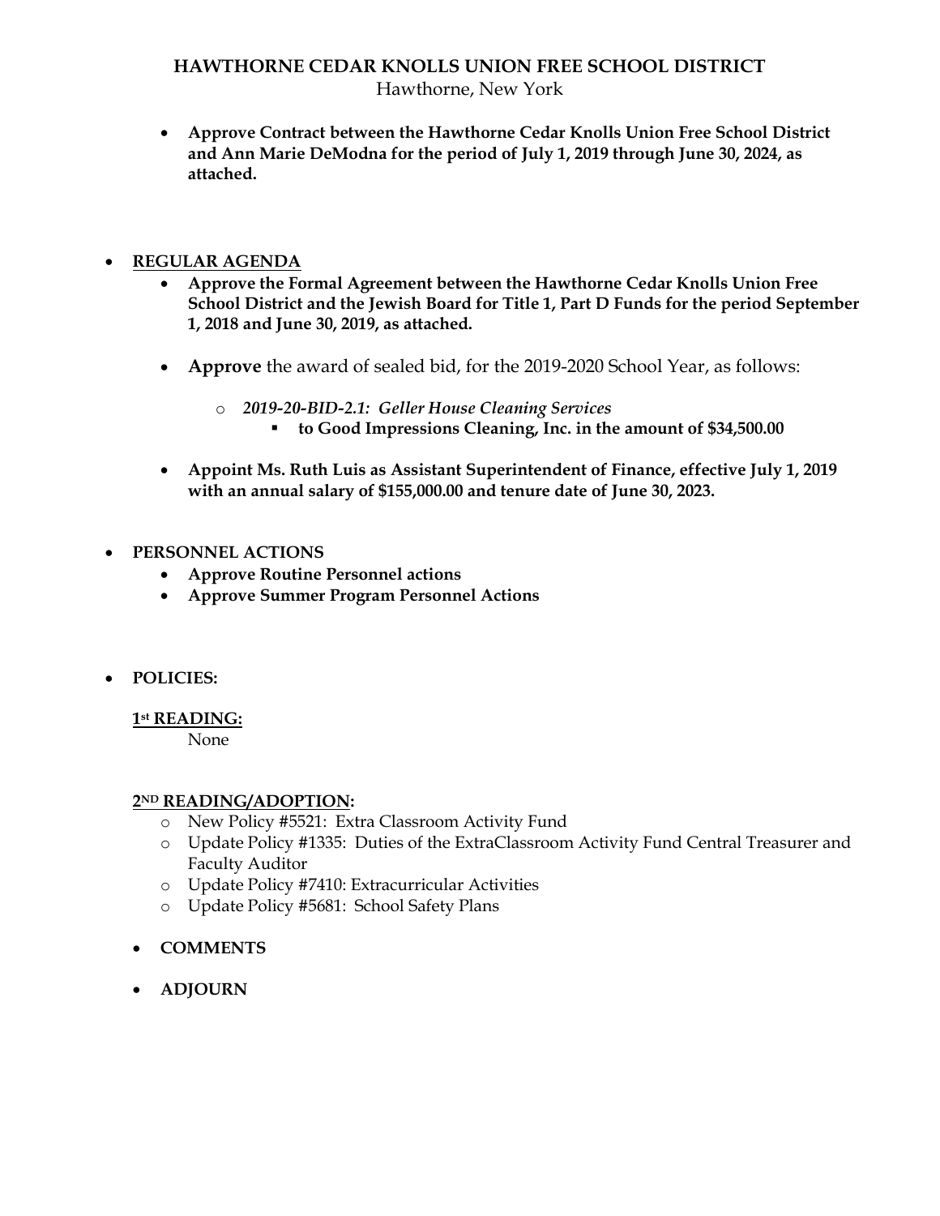**HAWTHORNE CEDAR KNOLLS UNION FREE SCHOOL DISTRICT**
Hawthorne, New York

- **Approve Contract between the Hawthorne Cedar Knolls Union Free School District and Ann Marie DeModna for the period of July 1, 2019 through June 30, 2024, as attached.**

- **<u>REGULAR AGENDA</u>**
  - **Approve the Formal Agreement between the Hawthorne Cedar Knolls Union Free School District and the Jewish Board for Title 1, Part D Funds for the period September 1, 2018 and June 30, 2019, as attached.**
  - **Approve** the award of sealed bid, for the 2019-2020 School Year, as follows:
    - ***2019-20-BID-2.1: Geller House Cleaning Services***
      - **to Good Impressions Cleaning, Inc. in the amount of $34,500.00**
  - **Appoint Ms. Ruth Luis as Assistant Superintendent of Finance, effective July 1, 2019 with an annual salary of $155,000.00 and tenure date of June 30, 2023.**

- **PERSONNEL ACTIONS**
  - **Approve Routine Personnel actions**
  - **Approve Summer Program Personnel Actions**

- **POLICIES:**

  **<u>1st READING:</u>**
  None

  **<u>2ND READING/ADOPTION</u>:**
  - New Policy #5521: Extra Classroom Activity Fund
  - Update Policy #1335: Duties of the ExtraClassroom Activity Fund Central Treasurer and Faculty Auditor
  - Update Policy #7410: Extracurricular Activities
  - Update Policy #5681: School Safety Plans

  - **COMMENTS**
  - **ADJOURN**